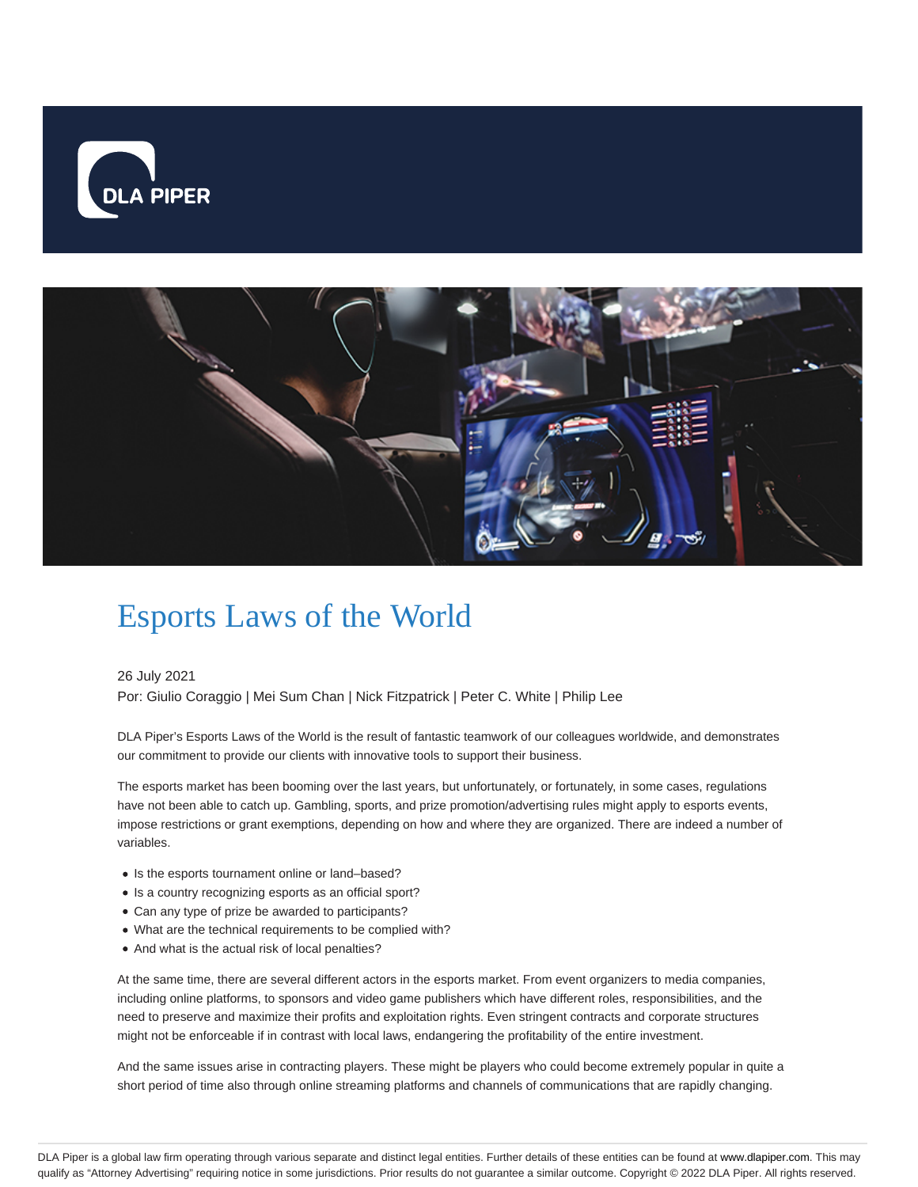# Esports Laws of the World

26 July 2021

Por: Giulio Coraggio | Mei Sum Chan | Nick Fitzpatrick | Peter C. White | Philip Lee

DLA Piper's Esports Laws of the World is the result of fantastic teamwork of our colleagues worldwide, and demonstrates our commitment to provide our clients with innovative tools to support their business.

The esports market has been booming over the last years, but unfortunately, or fortunately, in some cases, regulations have not been able to catch up. Gambling, sports, and prize promotion/advertising rules might apply to esports events, impose restrictions or grant exemptions, depending on how and where they are organized. There are indeed a number of variables.

- Is the esports tournament online or land–based?
- Is a country recognizing esports as an official sport?
- Can any type of prize be awarded to participants?
- What are the technical requirements to be complied with?
- And what is the actual risk of local penalties?

At the same time, there are several different actors in the esports market. From event organizers to media companies, including online platforms, to sponsors and video game publishers which have different roles, responsibilities, and the need to preserve and maximize their profits and exploitation rights. Even stringent contracts and corporate structures might not be enforceable if in contrast with local laws, endangering the profitability of the entire investment.

And the same issues arise in contracting players. These might be players who could become extremely popular in quite a short period of time also through online streaming platforms and channels of communications that are rapidly changing.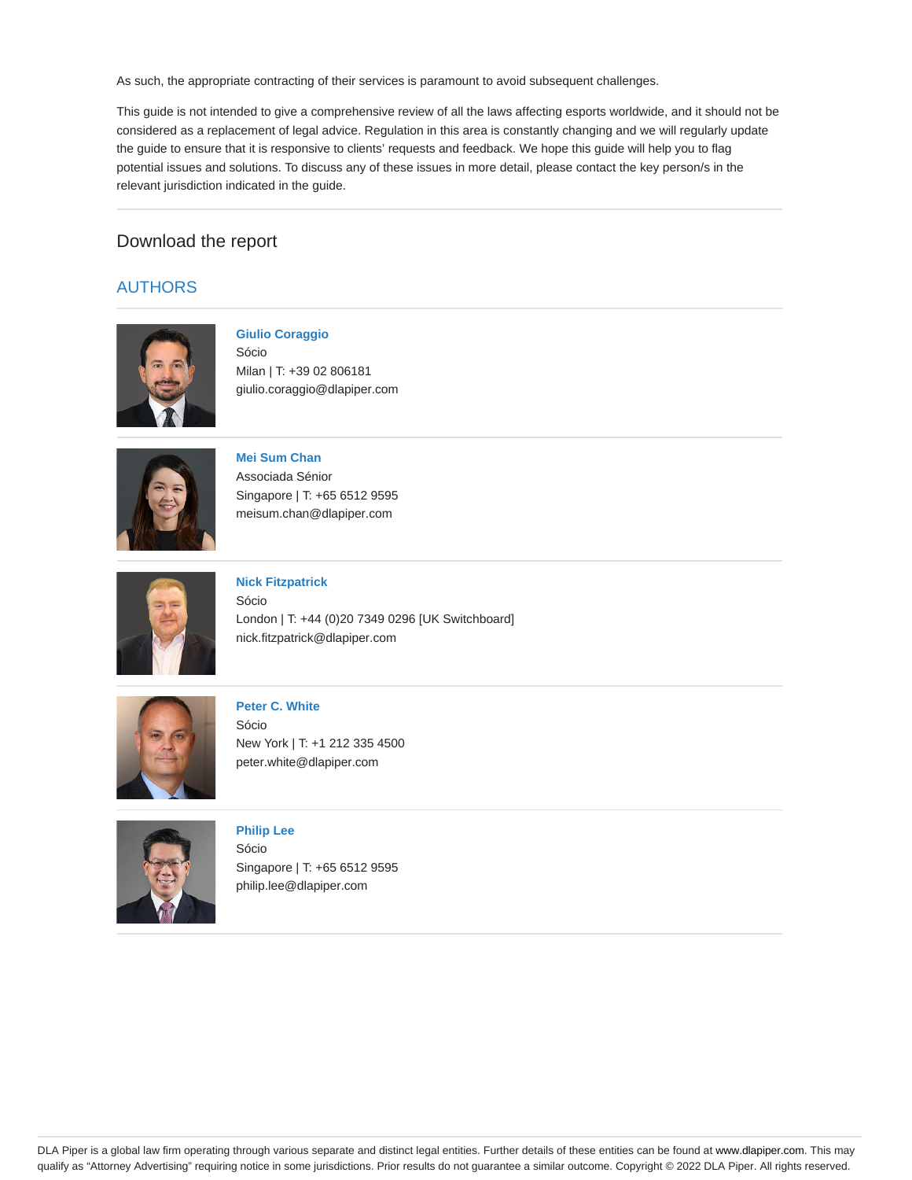As such, the appropriate contracting of their services is paramount to avoid subsequent challenges.

This guide is not intended to give a comprehensive review of all the laws affecting esports worldwide, and it should not be considered as a replacement of legal advice. Regulation in this area is constantly changing and we will regularly update the guide to ensure that it is responsive to clients' requests and feedback. We hope this guide will help you to flag potential issues and solutions. To discuss any of these issues in more detail, please contact the key person/s in the relevant jurisdiction indicated in the guide.

## Download the report

## AUTHORS

**Giulio Coraggio**
Sócio
Milan | T: +39 02 806181
giulio.coraggio@dlapiper.com

**Mei Sum Chan**
Associada Sénior
Singapore | T: +65 6512 9595
meisum.chan@dlapiper.com

**Nick Fitzpatrick**
Sócio
London | T: +44 (0)20 7349 0296 [UK Switchboard]
nick.fitzpatrick@dlapiper.com

**Peter C. White**
Sócio
New York | T: +1 212 335 4500
peter.white@dlapiper.com

**Philip Lee**
Sócio
Singapore | T: +65 6512 9595
philip.lee@dlapiper.com

DLA Piper is a global law firm operating through various separate and distinct legal entities. Further details of these entities can be found at www.dlapiper.com. This may qualify as "Attorney Advertising" requiring notice in some jurisdictions. Prior results do not guarantee a similar outcome. Copyright © 2022 DLA Piper. All rights reserved.